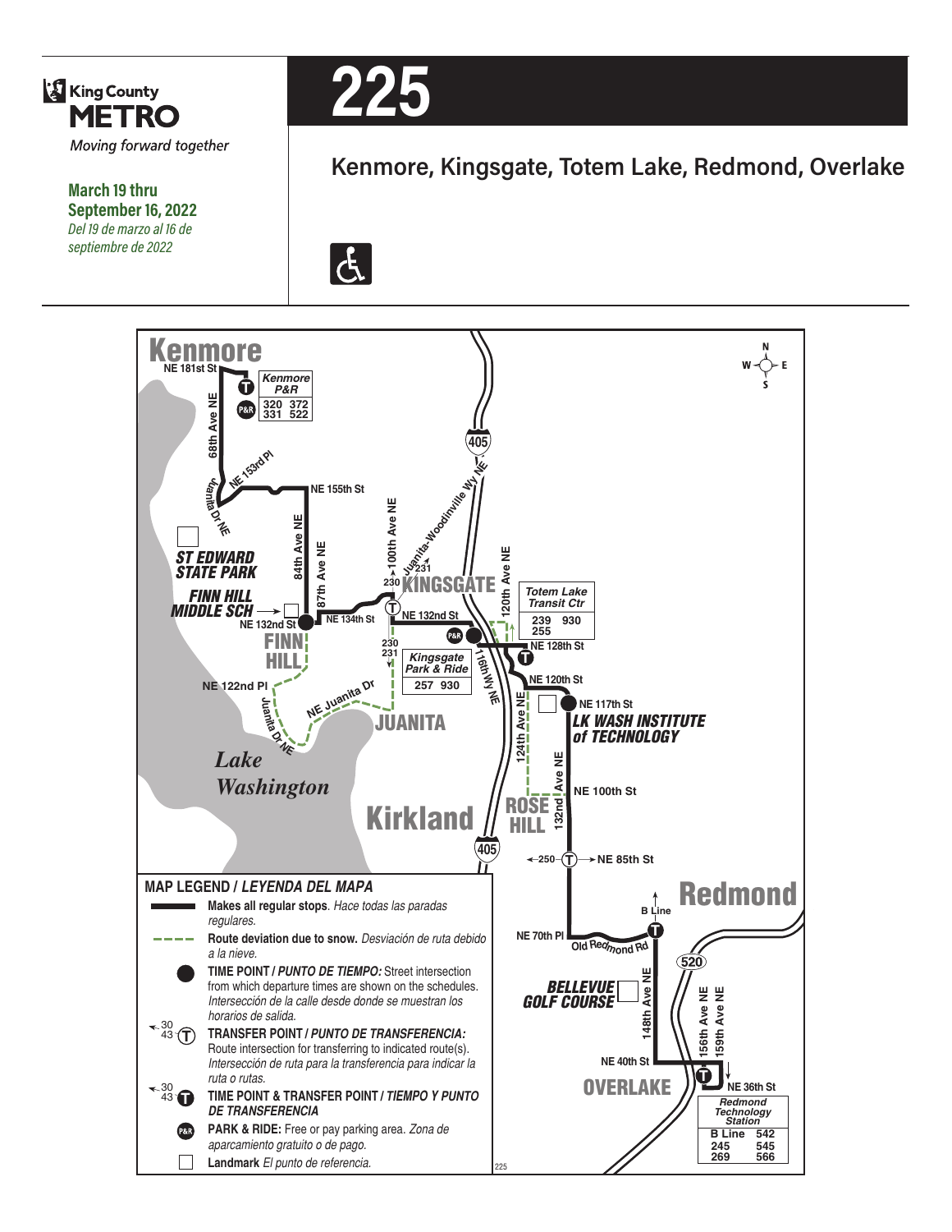King County
**METRO**
*Moving forward together*

**March 19 thru September 16, 2022**
*Del 19 de marzo al 16 de septiembre de 2022*

# 225

## Kenmore, Kingsgate, Totem Lake, Redmond, Overlake

Kenmore

NE 181st St

68th Ave NE

Kenmore P&R: 320, 372, 331, 522

NE 153rd Pl

Juanita Dr NE

NE 155th St

84th Ave NE

87th Ave NE

100th Ave NE

Juanita-Woodinville Wy NE

405

ST EDWARD STATE PARK

FINN HILL MIDDLE SCH

NE 132nd St

NE 134th St

230, 231

KINGSGATE

120th Ave NE

Totem Lake Transit Ctr: 239, 930, 255

NE 128th St

Kingsgate Park & Ride: 257, 930

116th Wy NE

NE 120th St

FINN HILL

NE 122nd Pl

NE Juanita Dr

Juanita Dr NE

JUANITA

124th Ave NE

NE 117th St

LK WASH INSTITUTE of TECHNOLOGY

132nd Ave NE

NE 100th St

Lake Washington

Kirkland

ROSE HILL

250 — NE 85th St

Redmond

B Line

NE 70th Pl

Old Redmond Rd

520

BELLEVUE GOLF COURSE

148th Ave NE

156th Ave NE

159th Ave NE

NE 40th St

NE 36th St

OVERLAKE

Redmond Technology Station: B Line, 542, 245, 545, 269, 566

**MAP LEGEND / *LEYENDA DEL MAPA***

- **Makes all regular stops**. *Hace todas las paradas regulares.*
- **Route deviation due to snow.** *Desviación de ruta debido a la nieve.*
- **TIME POINT / *PUNTO DE TIEMPO:*** Street intersection from which departure times are shown on the schedules. *Intersección de la calle desde donde se muestran los horarios de salida.*
- **TRANSFER POINT / *PUNTO DE TRANSFERENCIA:*** Route intersection for transferring to indicated route(s). *Intersección de ruta para la transferencia para indicar la ruta o rutas.*
- **TIME POINT & TRANSFER POINT / *TIEMPO Y PUNTO DE TRANSFERENCIA***
- **PARK & RIDE:** Free or pay parking area. *Zona de aparcamiento gratuito o de pago.*
- **Landmark** *El punto de referencia.*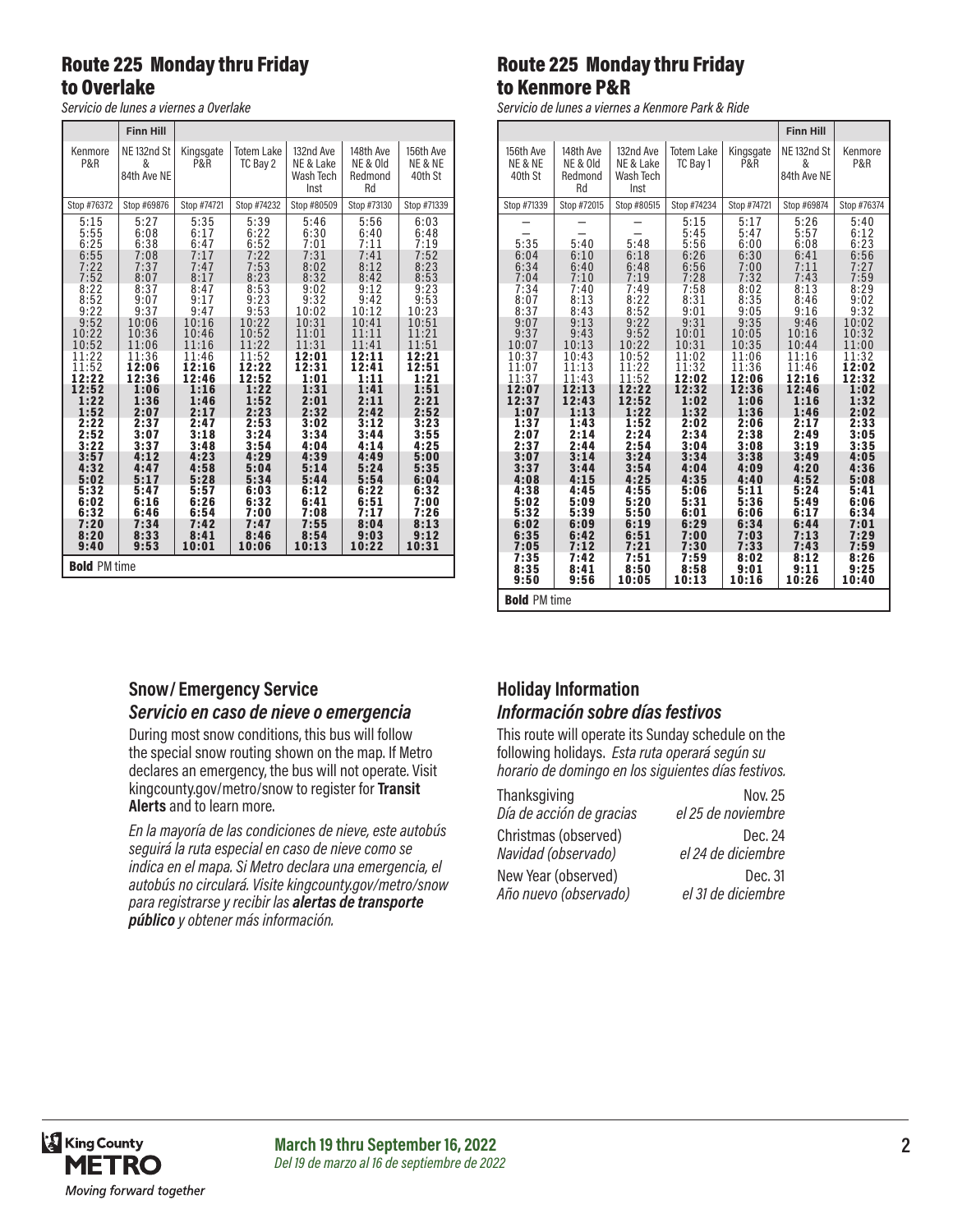## Route 225 Monday thru Friday to Overlake

*Servicio de lunes a viernes a Overlake*

| | Finn Hill | | | | | |
|---|---|---|---|---|---|---|
| Kenmore P&R | NE 132nd St & 84th Ave NE | Kingsgate P&R | Totem Lake TC Bay 2 | 132nd Ave NE & Lake Wash Tech Inst | 148th Ave NE & Old Redmond Rd | 156th Ave NE & NE 40th St |
| Stop #76372 | Stop #69876 | Stop #74721 | Stop #74232 | Stop #80509 | Stop #73130 | Stop #71339 |
| 5:15 | 5:27 | 5:35 | 5:39 | 5:46 | 5:56 | 6:03 |
| 5:55 | 6:08 | 6:17 | 6:22 | 6:30 | 6:40 | 6:48 |
| 6:25 | 6:38 | 6:47 | 6:52 | 7:01 | 7:11 | 7:19 |
| 6:55 | 7:08 | 7:17 | 7:22 | 7:31 | 7:41 | 7:52 |
| 7:22 | 7:37 | 7:47 | 7:53 | 8:02 | 8:12 | 8:23 |
| 7:52 | 8:07 | 8:17 | 8:23 | 8:32 | 8:42 | 8:53 |
| 8:22 | 8:37 | 8:47 | 8:53 | 9:02 | 9:12 | 9:23 |
| 8:52 | 9:07 | 9:17 | 9:23 | 9:32 | 9:42 | 9:53 |
| 9:22 | 9:37 | 9:47 | 9:53 | 10:02 | 10:12 | 10:23 |
| 9:52 | 10:06 | 10:16 | 10:22 | 10:31 | 10:41 | 10:51 |
| 10:22 | 10:36 | 10:46 | 10:52 | 11:01 | 11:11 | 11:21 |
| 10:52 | 11:06 | 11:16 | 11:22 | 11:31 | 11:41 | 11:51 |
| 11:22 | 11:36 | 11:46 | 11:52 | **12:01** | **12:11** | **12:21** |
| 11:52 | **12:06** | **12:16** | **12:22** | **12:31** | **12:41** | **12:51** |
| **12:22** | **12:36** | **12:46** | **12:52** | **1:01** | **1:11** | **1:21** |
| **12:52** | **1:06** | **1:16** | **1:22** | **1:31** | **1:41** | **1:51** |
| **1:22** | **1:36** | **1:46** | **1:52** | **2:01** | **2:11** | **2:21** |
| **1:52** | **2:07** | **2:17** | **2:23** | **2:32** | **2:42** | **2:52** |
| **2:22** | **2:37** | **2:47** | **2:53** | **3:02** | **3:12** | **3:23** |
| **2:52** | **3:07** | **3:18** | **3:24** | **3:34** | **3:44** | **3:55** |
| **3:22** | **3:37** | **3:48** | **3:54** | **4:04** | **4:14** | **4:25** |
| **3:57** | **4:12** | **4:23** | **4:29** | **4:39** | **4:49** | **5:00** |
| **4:32** | **4:47** | **4:58** | **5:04** | **5:14** | **5:24** | **5:35** |
| **5:02** | **5:17** | **5:28** | **5:34** | **5:44** | **5:54** | **6:04** |
| **5:32** | **5:47** | **5:57** | **6:03** | **6:12** | **6:22** | **6:32** |
| **6:02** | **6:16** | **6:26** | **6:32** | **6:41** | **6:51** | **7:00** |
| **6:32** | **6:46** | **6:54** | **7:00** | **7:08** | **7:17** | **7:26** |
| **7:20** | **7:34** | **7:42** | **7:47** | **7:55** | **8:04** | **8:13** |
| **8:20** | **8:33** | **8:41** | **8:46** | **8:54** | **9:03** | **9:12** |
| **9:40** | **9:53** | **10:01** | **10:06** | **10:13** | **10:22** | **10:31** |

**Bold** PM time

## Route 225 Monday thru Friday to Kenmore P&R

*Servicio de lunes a viernes a Kenmore Park & Ride*

| | | | | | Finn Hill | |
|---|---|---|---|---|---|---|
| 156th Ave NE & NE 40th St | 148th Ave NE & Old Redmond Rd | 132nd Ave NE & Lake Wash Tech Inst | Totem Lake TC Bay 1 | Kingsgate P&R | NE 132nd St & 84th Ave NE | Kenmore P&R |
| Stop #71339 | Stop #72015 | Stop #80515 | Stop #74234 | Stop #74721 | Stop #69874 | Stop #76374 |
| — | — | — | 5:15 | 5:17 | 5:26 | 5:40 |
| — | — | — | 5:45 | 5:47 | 5:57 | 6:12 |
| 5:35 | 5:40 | 5:48 | 5:56 | 6:00 | 6:08 | 6:23 |
| 6:04 | 6:10 | 6:18 | 6:26 | 6:30 | 6:41 | 6:56 |
| 6:34 | 6:40 | 6:48 | 6:56 | 7:00 | 7:11 | 7:27 |
| 7:04 | 7:10 | 7:19 | 7:28 | 7:32 | 7:43 | 7:59 |
| 7:34 | 7:40 | 7:49 | 7:58 | 8:02 | 8:13 | 8:29 |
| 8:07 | 8:13 | 8:22 | 8:31 | 8:35 | 8:46 | 9:02 |
| 8:37 | 8:43 | 8:52 | 9:01 | 9:05 | 9:16 | 9:32 |
| 9:07 | 9:13 | 9:22 | 9:31 | 9:35 | 9:46 | 10:02 |
| 9:37 | 9:43 | 9:52 | 10:01 | 10:05 | 10:16 | 10:32 |
| 10:07 | 10:13 | 10:22 | 10:31 | 10:35 | 10:44 | 11:00 |
| 10:37 | 10:43 | 10:52 | 11:02 | 11:06 | 11:16 | 11:32 |
| 11:07 | 11:13 | 11:22 | 11:32 | 11:36 | 11:46 | **12:02** |
| 11:37 | 11:43 | 11:52 | **12:02** | **12:06** | **12:16** | **12:32** |
| **12:07** | **12:13** | **12:22** | **12:32** | **12:36** | **12:46** | **1:02** |
| **12:37** | **12:43** | **12:52** | **1:02** | **1:06** | **1:16** | **1:32** |
| **1:07** | **1:13** | **1:22** | **1:32** | **1:36** | **1:46** | **2:02** |
| **1:37** | **1:43** | **1:52** | **2:02** | **2:06** | **2:17** | **2:33** |
| **2:07** | **2:14** | **2:24** | **2:34** | **2:38** | **2:49** | **3:05** |
| **2:37** | **2:44** | **2:54** | **3:04** | **3:08** | **3:19** | **3:35** |
| **3:07** | **3:14** | **3:24** | **3:34** | **3:38** | **3:49** | **4:05** |
| **3:37** | **3:44** | **3:54** | **4:04** | **4:09** | **4:20** | **4:36** |
| **4:08** | **4:15** | **4:25** | **4:35** | **4:40** | **4:52** | **5:08** |
| **4:38** | **4:45** | **4:55** | **5:06** | **5:11** | **5:24** | **5:41** |
| **5:02** | **5:09** | **5:20** | **5:31** | **5:36** | **5:49** | **6:06** |
| **5:32** | **5:39** | **5:50** | **6:01** | **6:06** | **6:17** | **6:34** |
| **6:02** | **6:09** | **6:19** | **6:29** | **6:34** | **6:44** | **7:01** |
| **6:35** | **6:42** | **6:51** | **7:00** | **7:03** | **7:13** | **7:29** |
| **7:05** | **7:12** | **7:21** | **7:30** | **7:33** | **7:43** | **7:59** |
| **7:35** | **7:42** | **7:51** | **7:59** | **8:02** | **8:12** | **8:26** |
| **8:35** | **8:41** | **8:50** | **8:58** | **9:01** | **9:11** | **9:25** |
| **9:50** | **9:56** | **10:05** | **10:13** | **10:16** | **10:26** | **10:40** |

**Bold** PM time

### Snow / Emergency Service

### *Servicio en caso de nieve o emergencia*

During most snow conditions, this bus will follow the special snow routing shown on the map. If Metro declares an emergency, the bus will not operate. Visit kingcounty.gov/metro/snow to register for **Transit Alerts** and to learn more.

*En la mayoría de las condiciones de nieve, este autobús seguirá la ruta especial en caso de nieve como se indica en el mapa. Si Metro declara una emergencia, el autobús no circulará. Visite kingcounty.gov/metro/snow para registrarse y recibir las **alertas de transporte público** y obtener más información.*

### Holiday Information

### *Información sobre días festivos*

This route will operate its Sunday schedule on the following holidays. *Esta ruta operará según su horario de domingo en los siguientes días festivos.*

| | |
|---|---|
| Thanksgiving<br>*Día de acción de gracias* | Nov. 25<br>*el 25 de noviembre* |
| Christmas (observed)<br>*Navidad (observado)* | Dec. 24<br>*el 24 de diciembre* |
| New Year (observed)<br>*Año nuevo (observado)* | Dec. 31<br>*el 31 de diciembre* |

King County METRO
*Moving forward together*

**March 19 thru September 16, 2022**
*Del 19 de marzo al 16 de septiembre de 2022*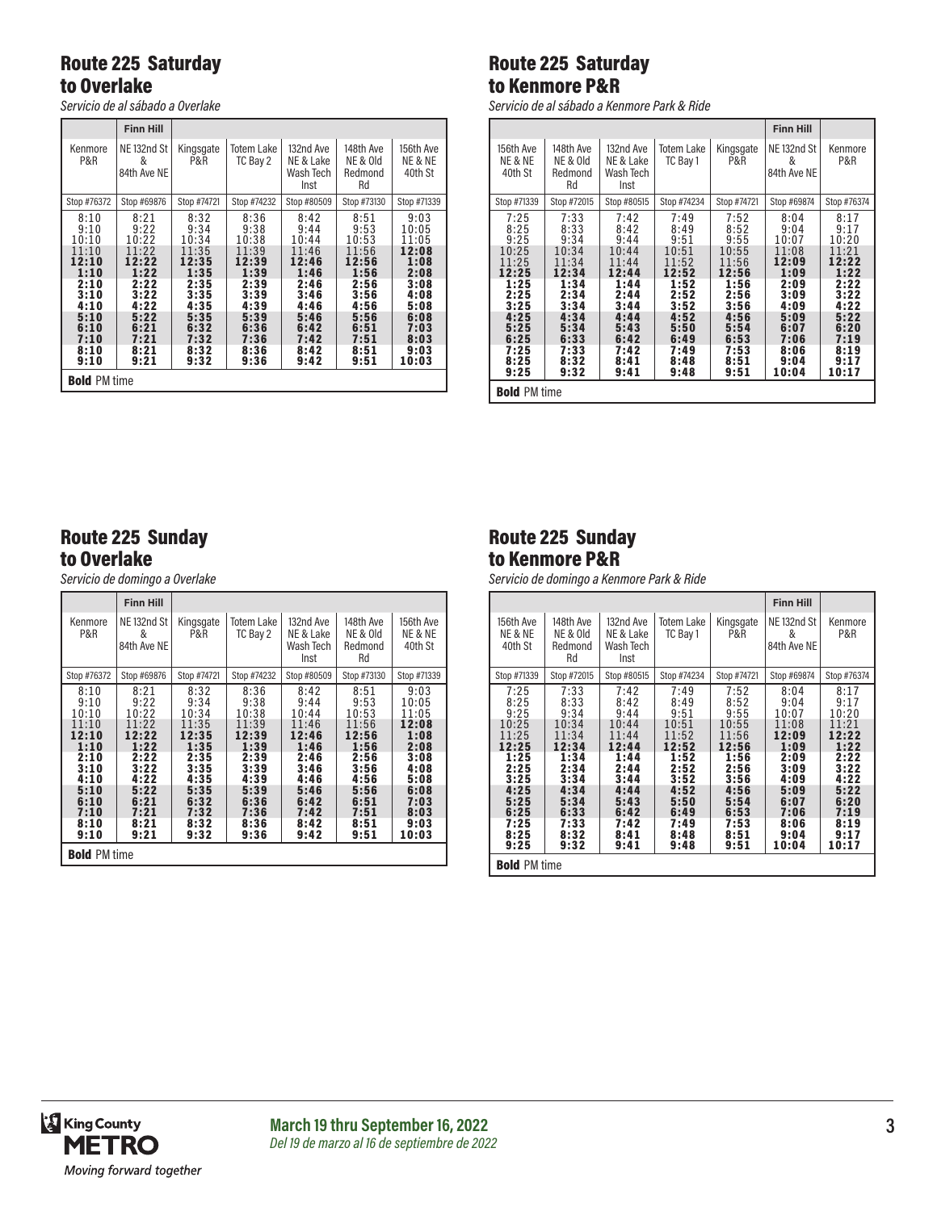## Route 225 Saturday to Overlake

*Servicio de al sábado a Overlake*

| Kenmore P&R | Finn Hill NE 132nd St & 84th Ave NE | Kingsgate P&R | Totem Lake TC Bay 2 | 132nd Ave NE & Lake Wash Tech Inst | 148th Ave NE & Old Redmond Rd | 156th Ave NE & NE 40th St |
|---|---|---|---|---|---|---|
| Stop #76372 | Stop #69876 | Stop #74721 | Stop #74232 | Stop #80509 | Stop #73130 | Stop #71339 |
| 8:10 | 8:21 | 8:32 | 8:36 | 8:42 | 8:51 | 9:03 |
| 9:10 | 9:22 | 9:34 | 9:38 | 9:44 | 9:53 | 10:05 |
| 10:10 | 10:22 | 10:34 | 10:38 | 10:44 | 10:53 | 11:05 |
| 11:10 | 11:22 | 11:35 | 11:39 | 11:46 | 11:56 | **12:08** |
| **12:10** | **12:22** | **12:35** | **12:39** | **12:46** | **12:56** | **1:08** |
| **1:10** | **1:22** | **1:35** | **1:39** | **1:46** | **1:56** | **2:08** |
| **2:10** | **2:22** | **2:35** | **2:39** | **2:46** | **2:56** | **3:08** |
| **3:10** | **3:22** | **3:35** | **3:39** | **3:46** | **3:56** | **4:08** |
| **4:10** | **4:22** | **4:35** | **4:39** | **4:46** | **4:56** | **5:08** |
| **5:10** | **5:22** | **5:35** | **5:39** | **5:46** | **5:56** | **6:08** |
| **6:10** | **6:21** | **6:32** | **6:36** | **6:42** | **6:51** | **7:03** |
| **7:10** | **7:21** | **7:32** | **7:36** | **7:42** | **7:51** | **8:03** |
| **8:10** | **8:21** | **8:32** | **8:36** | **8:42** | **8:51** | **9:03** |
| **9:10** | **9:21** | **9:32** | **9:36** | **9:42** | **9:51** | **10:03** |

**Bold** PM time

## Route 225 Saturday to Kenmore P&R

*Servicio de al sábado a Kenmore Park & Ride*

| 156th Ave NE & NE 40th St | 148th Ave NE & Old Redmond Rd | 132nd Ave NE & Lake Wash Tech Inst | Totem Lake TC Bay 1 | Kingsgate P&R | Finn Hill NE 132nd St & 84th Ave NE | Kenmore P&R |
|---|---|---|---|---|---|---|
| Stop #71339 | Stop #72015 | Stop #80515 | Stop #74234 | Stop #74721 | Stop #69874 | Stop #76374 |
| 7:25 | 7:33 | 7:42 | 7:49 | 7:52 | 8:04 | 8:17 |
| 8:25 | 8:33 | 8:42 | 8:49 | 8:52 | 9:04 | 9:17 |
| 9:25 | 9:34 | 9:44 | 9:51 | 9:55 | 10:07 | 10:20 |
| 10:25 | 10:34 | 10:44 | 10:51 | 10:55 | 11:08 | 11:21 |
| 11:25 | 11:34 | 11:44 | 11:52 | 11:56 | **12:09** | **12:22** |
| **12:25** | **12:34** | **12:44** | **12:52** | **12:56** | **1:09** | **1:22** |
| **1:25** | **1:34** | **1:44** | **1:52** | **1:56** | **2:09** | **2:22** |
| **2:25** | **2:34** | **2:44** | **2:52** | **2:56** | **3:09** | **3:22** |
| **3:25** | **3:34** | **3:44** | **3:52** | **3:56** | **4:09** | **4:22** |
| **4:25** | **4:34** | **4:44** | **4:52** | **4:56** | **5:09** | **5:22** |
| **5:25** | **5:34** | **5:43** | **5:50** | **5:54** | **6:07** | **6:20** |
| **6:25** | **6:33** | **6:42** | **6:49** | **6:53** | **7:06** | **7:19** |
| **7:25** | **7:33** | **7:42** | **7:49** | **7:53** | **8:06** | **8:19** |
| **8:25** | **8:32** | **8:41** | **8:48** | **8:51** | **9:04** | **9:17** |
| **9:25** | **9:32** | **9:41** | **9:48** | **9:51** | **10:04** | **10:17** |

**Bold** PM time

## Route 225 Sunday to Overlake

*Servicio de domingo a Overlake*

| Kenmore P&R | Finn Hill NE 132nd St & 84th Ave NE | Kingsgate P&R | Totem Lake TC Bay 2 | 132nd Ave NE & Lake Wash Tech Inst | 148th Ave NE & Old Redmond Rd | 156th Ave NE & NE 40th St |
|---|---|---|---|---|---|---|
| Stop #76372 | Stop #69876 | Stop #74721 | Stop #74232 | Stop #80509 | Stop #73130 | Stop #71339 |
| 8:10 | 8:21 | 8:32 | 8:36 | 8:42 | 8:51 | 9:03 |
| 9:10 | 9:22 | 9:34 | 9:38 | 9:44 | 9:53 | 10:05 |
| 10:10 | 10:22 | 10:34 | 10:38 | 10:44 | 10:53 | 11:05 |
| 11:10 | 11:22 | 11:35 | 11:39 | 11:46 | 11:56 | **12:08** |
| **12:10** | **12:22** | **12:35** | **12:39** | **12:46** | **12:56** | **1:08** |
| **1:10** | **1:22** | **1:35** | **1:39** | **1:46** | **1:56** | **2:08** |
| **2:10** | **2:22** | **2:35** | **2:39** | **2:46** | **2:56** | **3:08** |
| **3:10** | **3:22** | **3:35** | **3:39** | **3:46** | **3:56** | **4:08** |
| **4:10** | **4:22** | **4:35** | **4:39** | **4:46** | **4:56** | **5:08** |
| **5:10** | **5:22** | **5:35** | **5:39** | **5:46** | **5:56** | **6:08** |
| **6:10** | **6:21** | **6:32** | **6:36** | **6:42** | **6:51** | **7:03** |
| **7:10** | **7:21** | **7:32** | **7:36** | **7:42** | **7:51** | **8:03** |
| **8:10** | **8:21** | **8:32** | **8:36** | **8:42** | **8:51** | **9:03** |
| **9:10** | **9:21** | **9:32** | **9:36** | **9:42** | **9:51** | **10:03** |

**Bold** PM time

## Route 225 Sunday to Kenmore P&R

*Servicio de domingo a Kenmore Park & Ride*

| 156th Ave NE & NE 40th St | 148th Ave NE & Old Redmond Rd | 132nd Ave NE & Lake Wash Tech Inst | Totem Lake TC Bay 1 | Kingsgate P&R | Finn Hill NE 132nd St & 84th Ave NE | Kenmore P&R |
|---|---|---|---|---|---|---|
| Stop #71339 | Stop #72015 | Stop #80515 | Stop #74234 | Stop #74721 | Stop #69874 | Stop #76374 |
| 7:25 | 7:33 | 7:42 | 7:49 | 7:52 | 8:04 | 8:17 |
| 8:25 | 8:33 | 8:42 | 8:49 | 8:52 | 9:04 | 9:17 |
| 9:25 | 9:34 | 9:44 | 9:51 | 9:55 | 10:07 | 10:20 |
| 10:25 | 10:34 | 10:44 | 10:51 | 10:55 | 11:08 | 11:21 |
| 11:25 | 11:34 | 11:44 | 11:52 | 11:56 | **12:09** | **12:22** |
| **12:25** | **12:34** | **12:44** | **12:52** | **12:56** | **1:09** | **1:22** |
| **1:25** | **1:34** | **1:44** | **1:52** | **1:56** | **2:09** | **2:22** |
| **2:25** | **2:34** | **2:44** | **2:52** | **2:56** | **3:09** | **3:22** |
| **3:25** | **3:34** | **3:44** | **3:52** | **3:56** | **4:09** | **4:22** |
| **4:25** | **4:34** | **4:44** | **4:52** | **4:56** | **5:09** | **5:22** |
| **5:25** | **5:34** | **5:43** | **5:50** | **5:54** | **6:07** | **6:20** |
| **6:25** | **6:33** | **6:42** | **6:49** | **6:53** | **7:06** | **7:19** |
| **7:25** | **7:33** | **7:42** | **7:49** | **7:53** | **8:06** | **8:19** |
| **8:25** | **8:32** | **8:41** | **8:48** | **8:51** | **9:04** | **9:17** |
| **9:25** | **9:32** | **9:41** | **9:48** | **9:51** | **10:04** | **10:17** |

**Bold** PM time

King County METRO
*Moving forward together*

**March 19 thru September 16, 2022**
*Del 19 de marzo al 16 de septiembre de 2022*